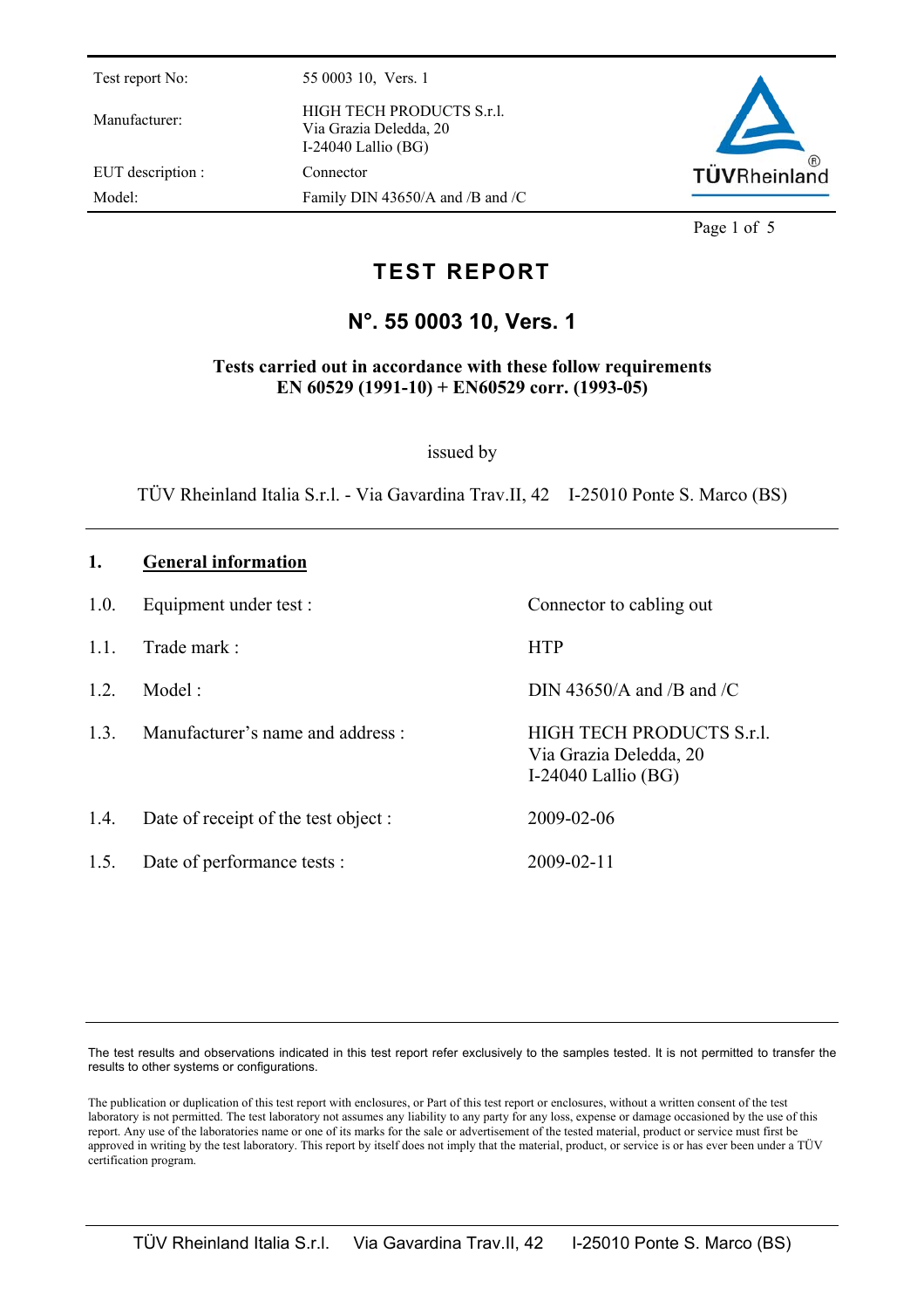| | |
|---|---|
| Test report No: | 55 0003 10, Vers. 1 |
| Manufacturer: | HIGH TECH PRODUCTS S.r.l.<br>Via Grazia Deledda, 20<br>I-24040 Lallio (BG) |
| EUT description : | Connector |
| Model: | Family DIN 43650/A and /B and /C |

# TEST REPORT

## N°. 55 0003 10, Vers. 1

**Tests carried out in accordance with these follow requirements**
**EN 60529 (1991-10) + EN60529 corr. (1993-05)**

issued by

TÜV Rheinland Italia S.r.l. - Via Gavardina Trav.II, 42 I-25010 Ponte S. Marco (BS)

## 1. General information

| | | |
|---|---|---|
| 1.0. | Equipment under test : | Connector to cabling out |
| 1.1. | Trade mark : | HTP |
| 1.2. | Model : | DIN 43650/A and /B and /C |
| 1.3. | Manufacturer's name and address : | HIGH TECH PRODUCTS S.r.l.<br>Via Grazia Deledda, 20<br>I-24040 Lallio (BG) |
| 1.4. | Date of receipt of the test object : | 2009-02-06 |
| 1.5. | Date of performance tests : | 2009-02-11 |

The test results and observations indicated in this test report refer exclusively to the samples tested. It is not permitted to transfer the results to other systems or configurations.

The publication or duplication of this test report with enclosures, or Part of this test report or enclosures, without a written consent of the test laboratory is not permitted. The test laboratory not assumes any liability to any party for any loss, expense or damage occasioned by the use of this report. Any use of the laboratories name or one of its marks for the sale or advertisement of the tested material, product or service must first be approved in writing by the test laboratory. This report by itself does not imply that the material, product, or service is or has ever been under a TÜV certification program.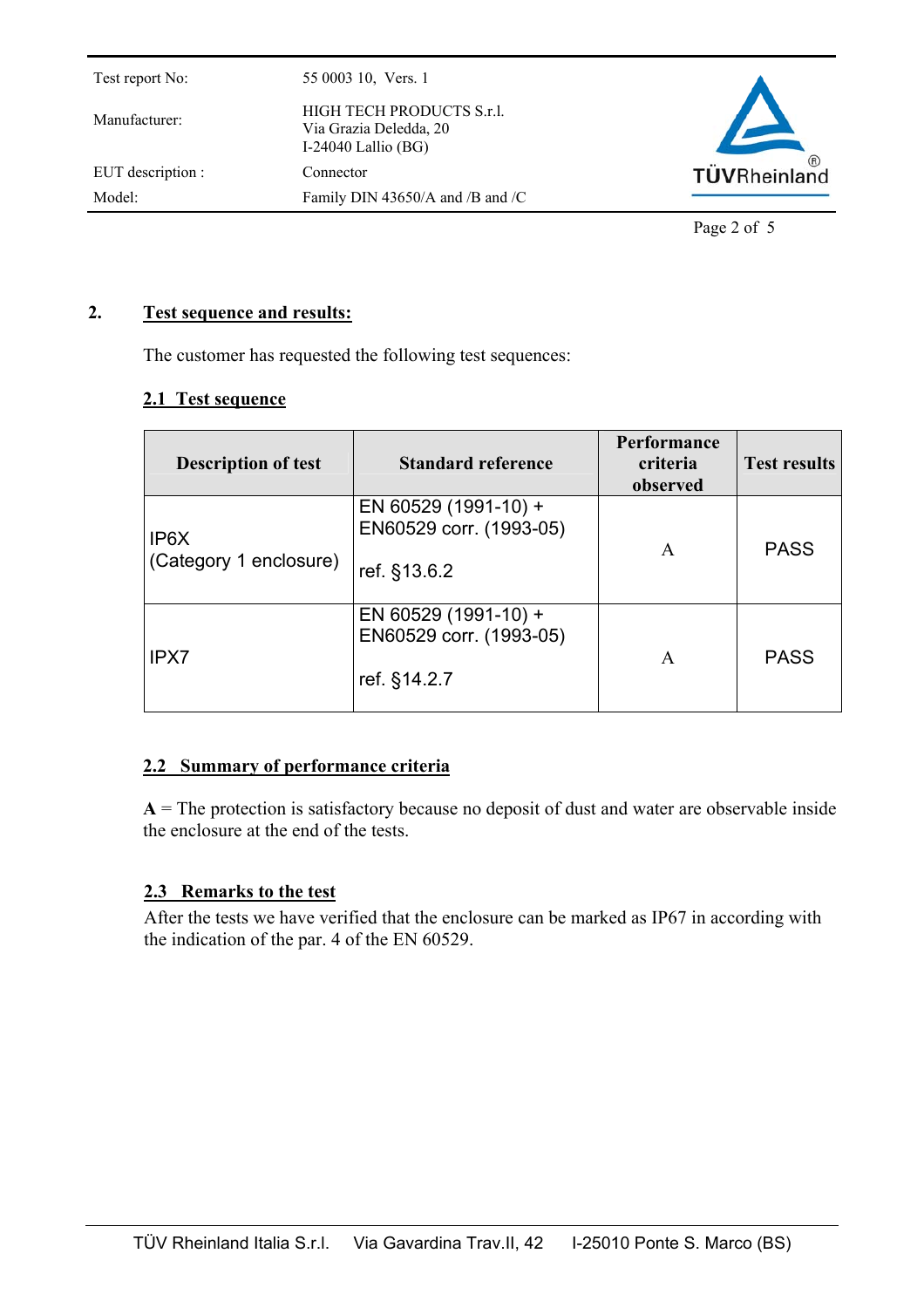## 2. Test sequence and results:

The customer has requested the following test sequences:

### 2.1 Test sequence

| Description of test | Standard reference | Performance criteria observed | Test results |
|---|---|---|---|
| IP6X<br>(Category 1 enclosure) | EN 60529 (1991-10) + EN60529 corr. (1993-05)<br><br>ref. §13.6.2 | A | PASS |
| IPX7 | EN 60529 (1991-10) + EN60529 corr. (1993-05)<br><br>ref. §14.2.7 | A | PASS |

### 2.2 Summary of performance criteria

**A** = The protection is satisfactory because no deposit of dust and water are observable inside the enclosure at the end of the tests.

### 2.3 Remarks to the test

After the tests we have verified that the enclosure can be marked as IP67 in according with the indication of the par. 4 of the EN 60529.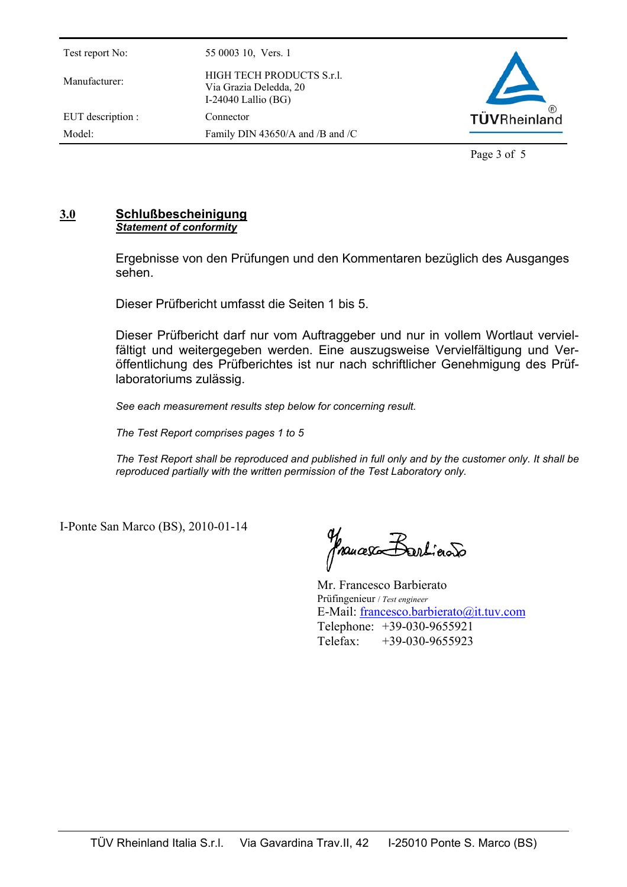## 3.0 Schlußbescheinigung
***Statement of conformity***

Ergebnisse von den Prüfungen und den Kommentaren bezüglich des Ausganges sehen.

Dieser Prüfbericht umfasst die Seiten 1 bis 5.

Dieser Prüfbericht darf nur vom Auftraggeber und nur in vollem Wortlaut vervielfältigt und weitergegeben werden. Eine auszugsweise Vervielfältigung und Veröffentlichung des Prüfberichtes ist nur nach schriftlicher Genehmigung des Prüflaboratoriums zulässig.

*See each measurement results step below for concerning result.*

*The Test Report comprises pages 1 to 5*

*The Test Report shall be reproduced and published in full only and by the customer only. It shall be reproduced partially with the written permission of the Test Laboratory only.*

I-Ponte San Marco (BS), 2010-01-14

Mr. Francesco Barbierato
Prüfingenieur / *Test engineer*
E-Mail: francesco.barbierato@it.tuv.com
Telephone: +39-030-9655921
Telefax: +39-030-9655923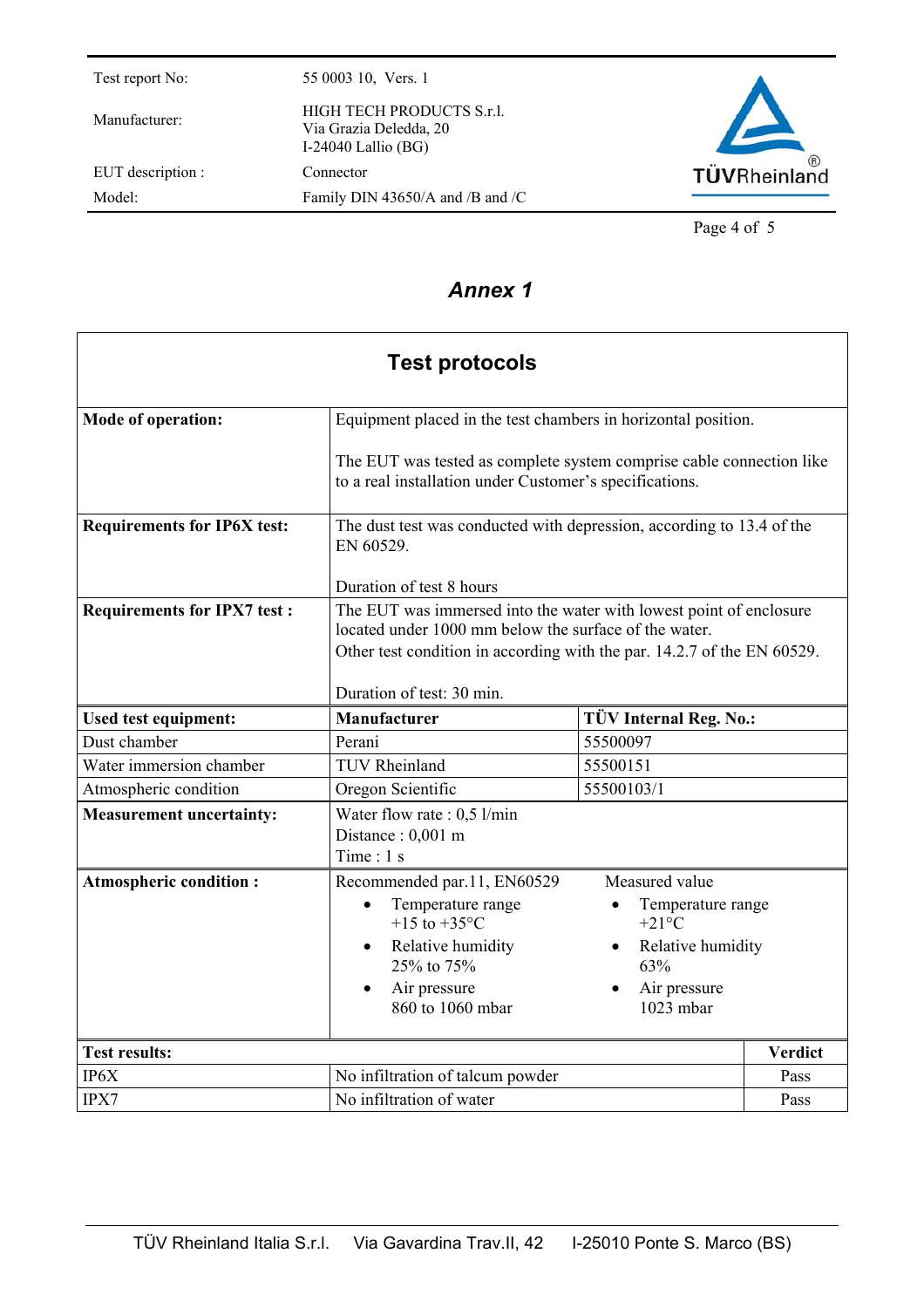| Test report No: | 55 0003 10, Vers. 1 |
|---|---|
| Manufacturer: | HIGH TECH PRODUCTS S.r.l.<br>Via Grazia Deledda, 20<br>I-24040 Lallio (BG) |
| EUT description : | Connector |
| Model: | Family DIN 43650/A and /B and /C |

## *Annex 1*

### Test protocols

| | |
|---|---|
| **Mode of operation:** | Equipment placed in the test chambers in horizontal position.<br><br>The EUT was tested as complete system comprise cable connection like to a real installation under Customer's specifications. |
| **Requirements for IP6X test:** | The dust test was conducted with depression, according to 13.4 of the EN 60529.<br><br>Duration of test 8 hours |
| **Requirements for IPX7 test :** | The EUT was immersed into the water with lowest point of enclosure located under 1000 mm below the surface of the water.<br>Other test condition in according with the par. 14.2.7 of the EN 60529.<br><br>Duration of test: 30 min. |

| **Used test equipment:** | **Manufacturer** | **TÜV Internal Reg. No.:** |
|---|---|---|
| Dust chamber | Perani | 55500097 |
| Water immersion chamber | TUV Rheinland | 55500151 |
| Atmospheric condition | Oregon Scientific | 55500103/1 |

| | |
|---|---|
| **Measurement uncertainty:** | Water flow rate : 0,5 l/min<br>Distance : 0,001 m<br>Time : 1 s |

| **Atmospheric condition :** | Recommended par.11, EN60529 | Measured value |
|---|---|---|
| | • Temperature range<br>+15 to +35°C | • Temperature range<br>+21°C |
| | • Relative humidity<br>25% to 75% | • Relative humidity<br>63% |
| | • Air pressure<br>860 to 1060 mbar | • Air pressure<br>1023 mbar |

| **Test results:** | | **Verdict** |
|---|---|---|
| IP6X | No infiltration of talcum powder | Pass |
| IPX7 | No infiltration of water | Pass |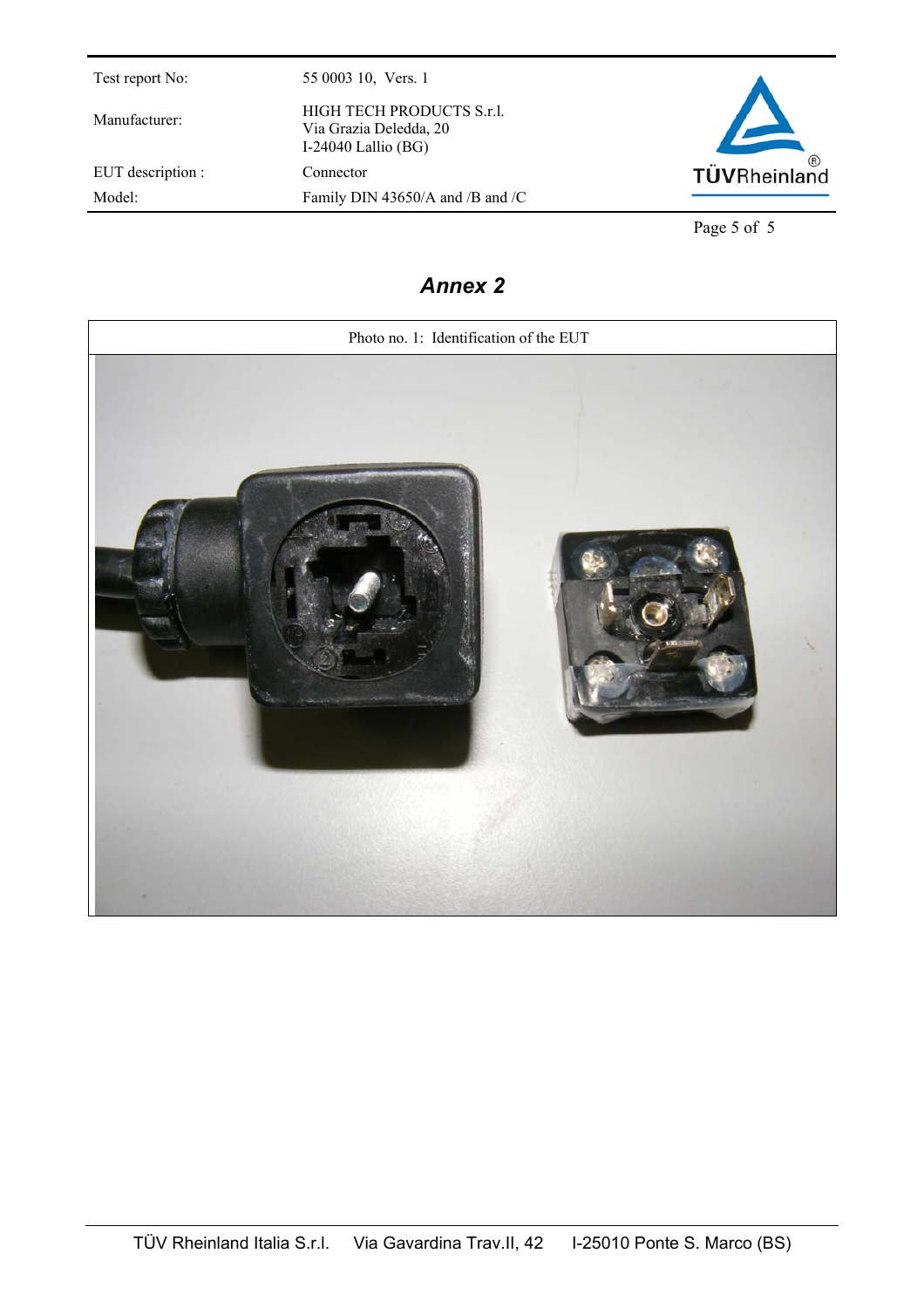## Annex 2

Photo no. 1: Identification of the EUT